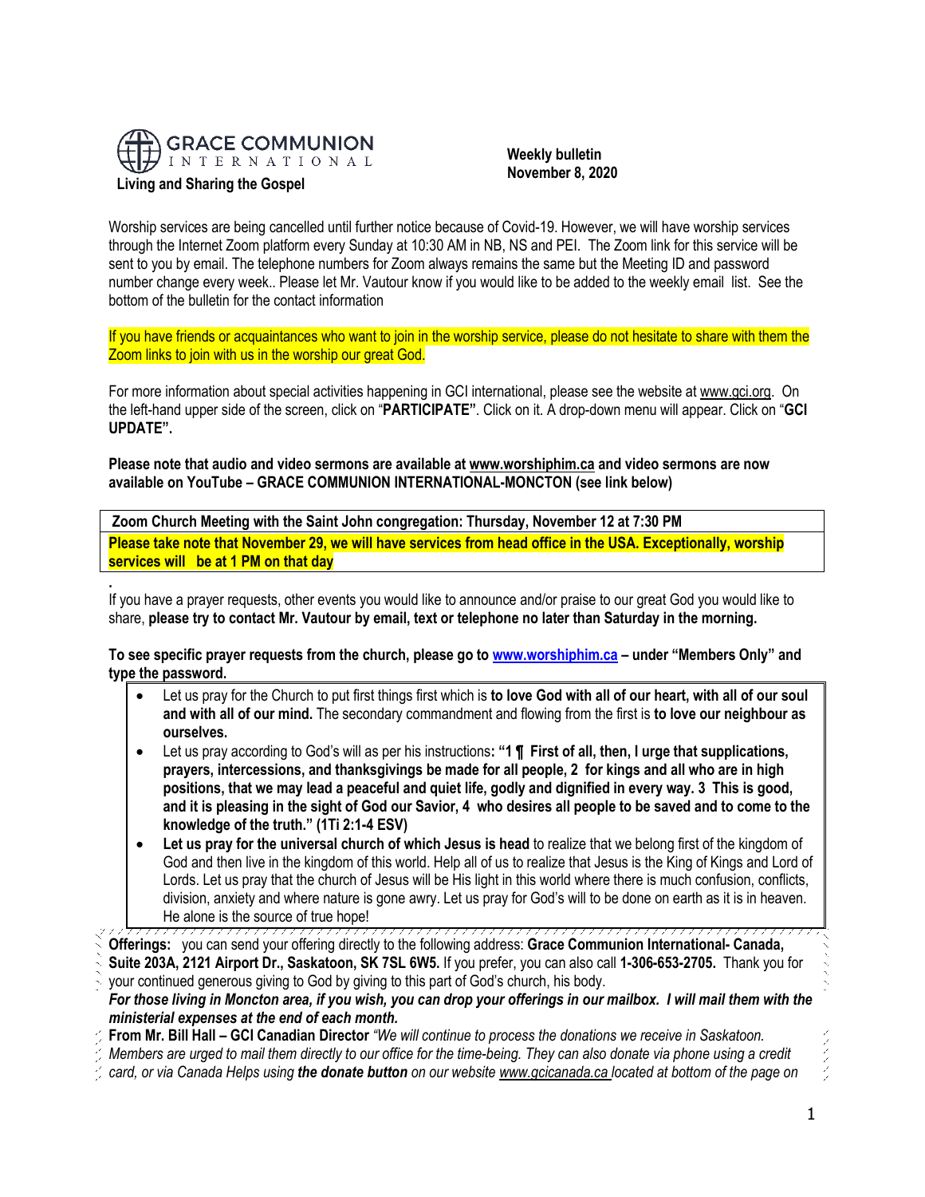**GRACE COMMUNION INTERNATIONAL**

**Living and Sharing the Gospel**

**Weekly bulletin**
**November 8, 2020**

Worship services are being cancelled until further notice because of Covid-19. However, we will have worship services through the Internet Zoom platform every Sunday at 10:30 AM in NB, NS and PEI. The Zoom link for this service will be sent to you by email. The telephone numbers for Zoom always remains the same but the Meeting ID and password number change every week.. Please let Mr. Vautour know if you would like to be added to the weekly email list. See the bottom of the bulletin for the contact information

If you have friends or acquaintances who want to join in the worship service, please do not hesitate to share with them the Zoom links to join with us in the worship our great God.

For more information about special activities happening in GCI international, please see the website at www.gci.org. On the left-hand upper side of the screen, click on "**PARTICIPATE**". Click on it. A drop-down menu will appear. Click on "**GCI UPDATE**".

**Please note that audio and video sermons are available at www.worshiphim.ca and video sermons are now available on YouTube – GRACE COMMUNION INTERNATIONAL-MONCTON (see link below)**

| **Zoom Church Meeting with the Saint John congregation: Thursday, November 12 at 7:30 PM** |
|---|
| **Please take note that November 29, we will have services from head office in the USA. Exceptionally, worship services will be at 1 PM on that day** |

.
If you have a prayer requests, other events you would like to announce and/or praise to our great God you would like to share, **please try to contact Mr. Vautour by email, text or telephone no later than Saturday in the morning.**

**To see specific prayer requests from the church, please go to www.worshiphim.ca – under "Members Only" and type the password.**

- Let us pray for the Church to put first things first which is **to love God with all of our heart, with all of our soul and with all of our mind.** The secondary commandment and flowing from the first is **to love our neighbour as ourselves.**
- Let us pray according to God's will as per his instructions**: "1 ¶ First of all, then, I urge that supplications, prayers, intercessions, and thanksgivings be made for all people, 2 for kings and all who are in high positions, that we may lead a peaceful and quiet life, godly and dignified in every way. 3 This is good, and it is pleasing in the sight of God our Savior, 4 who desires all people to be saved and to come to the knowledge of the truth." (1Ti 2:1-4 ESV)**
- **Let us pray for the universal church of which Jesus is head** to realize that we belong first of the kingdom of God and then live in the kingdom of this world. Help all of us to realize that Jesus is the King of Kings and Lord of Lords. Let us pray that the church of Jesus will be His light in this world where there is much confusion, conflicts, division, anxiety and where nature is gone awry. Let us pray for God's will to be done on earth as it is in heaven. He alone is the source of true hope!

**Offerings:** you can send your offering directly to the following address: **Grace Communion International- Canada, Suite 203A, 2121 Airport Dr., Saskatoon, SK 7SL 6W5.** If you prefer, you can also call **1-306-653-2705.** Thank you for your continued generous giving to God by giving to this part of God's church, his body.

***For those living in Moncton area, if you wish, you can drop your offerings in our mailbox. I will mail them with the ministerial expenses at the end of each month.***

**From Mr. Bill Hall – GCI Canadian Director** *"We will continue to process the donations we receive in Saskatoon. Members are urged to mail them directly to our office for the time-being. They can also donate via phone using a credit card, or via Canada Helps using **the donate button** on our website www.gcicanada.ca located at bottom of the page on*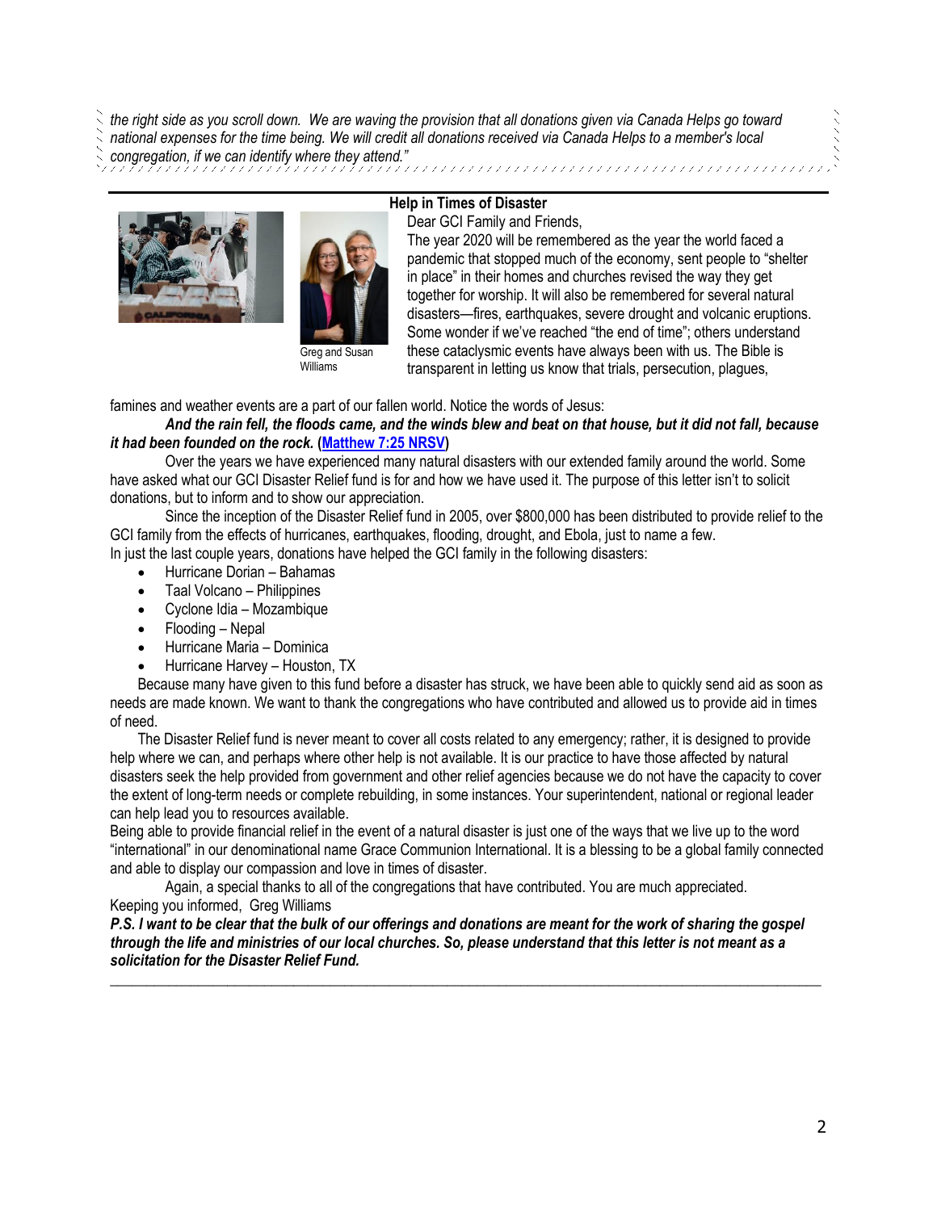*the right side as you scroll down. We are waiving the provision that all donations given via Canada Helps go toward national expenses for the time being. We will credit all donations received via Canada Helps to a member's local congregation, if we can identify where they attend."*

---

## Help in Times of Disaster

Greg and Susan Williams

Dear GCI Family and Friends,

The year 2020 will be remembered as the year the world faced a pandemic that stopped much of the economy, sent people to "shelter in place" in their homes and churches revised the way they get together for worship. It will also be remembered for several natural disasters—fires, earthquakes, severe drought and volcanic eruptions. Some wonder if we've reached "the end of time"; others understand these cataclysmic events have always been with us. The Bible is transparent in letting us know that trials, persecution, plagues, famines and weather events are a part of our fallen world. Notice the words of Jesus:

***And the rain fell, the floods came, and the winds blew and beat on that house, but it did not fall, because it had been founded on the rock.* (Matthew 7:25 NRSV)**

Over the years we have experienced many natural disasters with our extended family around the world. Some have asked what our GCI Disaster Relief fund is for and how we have used it. The purpose of this letter isn't to solicit donations, but to inform and to show our appreciation.

Since the inception of the Disaster Relief fund in 2005, over $800,000 has been distributed to provide relief to the GCI family from the effects of hurricanes, earthquakes, flooding, drought, and Ebola, just to name a few.

In just the last couple years, donations have helped the GCI family in the following disasters:

- Hurricane Dorian – Bahamas
- Taal Volcano – Philippines
- Cyclone Idia – Mozambique
- Flooding – Nepal
- Hurricane Maria – Dominica
- Hurricane Harvey – Houston, TX

Because many have given to this fund before a disaster has struck, we have been able to quickly send aid as soon as needs are made known. We want to thank the congregations who have contributed and allowed us to provide aid in times of need.

The Disaster Relief fund is never meant to cover all costs related to any emergency; rather, it is designed to provide help where we can, and perhaps where other help is not available. It is our practice to have those affected by natural disasters seek the help provided from government and other relief agencies because we do not have the capacity to cover the extent of long-term needs or complete rebuilding, in some instances. Your superintendent, national or regional leader can help lead you to resources available.

Being able to provide financial relief in the event of a natural disaster is just one of the ways that we live up to the word "international" in our denominational name Grace Communion International. It is a blessing to be a global family connected and able to display our compassion and love in times of disaster.

Again, a special thanks to all of the congregations that have contributed. You are much appreciated.

Keeping you informed, Greg Williams

***P.S. I want to be clear that the bulk of our offerings and donations are meant for the work of sharing the gospel through the life and ministries of our local churches. So, please understand that this letter is not meant as a solicitation for the Disaster Relief Fund.***

---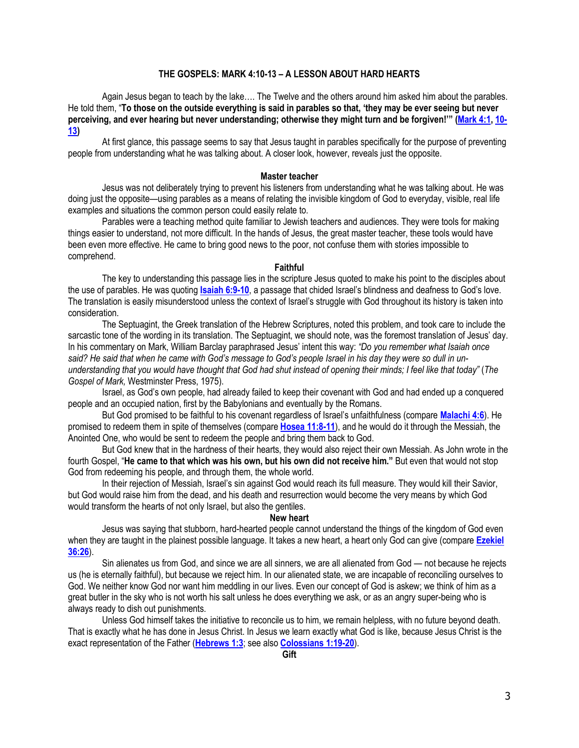## THE GOSPELS: MARK 4:10-13 – A LESSON ABOUT HARD HEARTS

Again Jesus began to teach by the lake…. The Twelve and the others around him asked him about the parables. He told them, "**To those on the outside everything is said in parables so that, 'they may be ever seeing but never perceiving, and ever hearing but never understanding; otherwise they might turn and be forgiven!'" (Mark 4:1, 10-13)**

At first glance, this passage seems to say that Jesus taught in parables specifically for the purpose of preventing people from understanding what he was talking about. A closer look, however, reveals just the opposite.

### Master teacher

Jesus was not deliberately trying to prevent his listeners from understanding what he was talking about. He was doing just the opposite—using parables as a means of relating the invisible kingdom of God to everyday, visible, real life examples and situations the common person could easily relate to.

Parables were a teaching method quite familiar to Jewish teachers and audiences. They were tools for making things easier to understand, not more difficult. In the hands of Jesus, the great master teacher, these tools would have been even more effective. He came to bring good news to the poor, not confuse them with stories impossible to comprehend.

### Faithful

The key to understanding this passage lies in the scripture Jesus quoted to make his point to the disciples about the use of parables. He was quoting **Isaiah 6:9-10**, a passage that chided Israel's blindness and deafness to God's love. The translation is easily misunderstood unless the context of Israel's struggle with God throughout its history is taken into consideration.

The Septuagint, the Greek translation of the Hebrew Scriptures, noted this problem, and took care to include the sarcastic tone of the wording in its translation. The Septuagint, we should note, was the foremost translation of Jesus' day. In his commentary on Mark, William Barclay paraphrased Jesus' intent this way: *"Do you remember what Isaiah once said? He said that when he came with God's message to God's people Israel in his day they were so dull in un-understanding that you would have thought that God had shut instead of opening their minds; I feel like that today"* (*The Gospel of Mark*, Westminster Press, 1975).

Israel, as God's own people, had already failed to keep their covenant with God and had ended up a conquered people and an occupied nation, first by the Babylonians and eventually by the Romans.

But God promised to be faithful to his covenant regardless of Israel's unfaithfulness (compare **Malachi 4:6**). He promised to redeem them in spite of themselves (compare **Hosea 11:8-11**), and he would do it through the Messiah, the Anointed One, who would be sent to redeem the people and bring them back to God.

But God knew that in the hardness of their hearts, they would also reject their own Messiah. As John wrote in the fourth Gospel, "**He came to that which was his own, but his own did not receive him."** But even that would not stop God from redeeming his people, and through them, the whole world.

In their rejection of Messiah, Israel's sin against God would reach its full measure. They would kill their Savior, but God would raise him from the dead, and his death and resurrection would become the very means by which God would transform the hearts of not only Israel, but also the gentiles.

### New heart

Jesus was saying that stubborn, hard-hearted people cannot understand the things of the kingdom of God even when they are taught in the plainest possible language. It takes a new heart, a heart only God can give (compare **Ezekiel 36:26**).

Sin alienates us from God, and since we are all sinners, we are all alienated from God — not because he rejects us (he is eternally faithful), but because we reject him. In our alienated state, we are incapable of reconciling ourselves to God. We neither know God nor want him meddling in our lives. Even our concept of God is askew; we think of him as a great butler in the sky who is not worth his salt unless he does everything we ask, or as an angry super-being who is always ready to dish out punishments.

Unless God himself takes the initiative to reconcile us to him, we remain helpless, with no future beyond death. That is exactly what he has done in Jesus Christ. In Jesus we learn exactly what God is like, because Jesus Christ is the exact representation of the Father (**Hebrews 1:3**; see also **Colossians 1:19-20**).

### Gift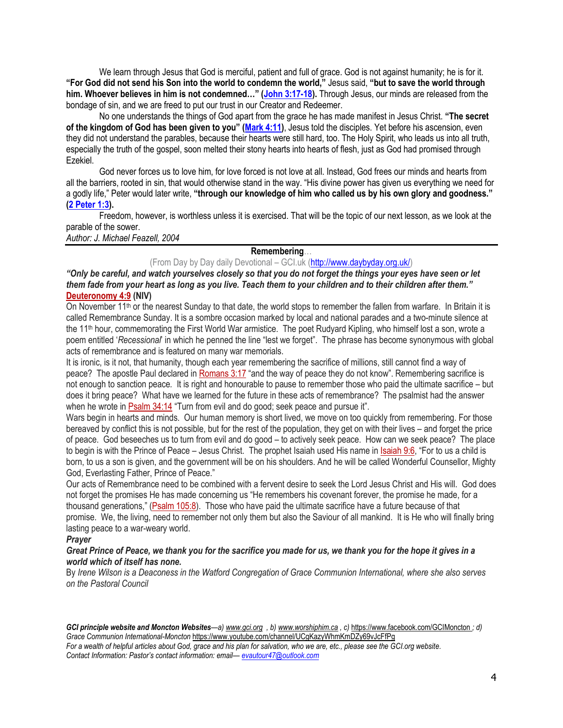We learn through Jesus that God is merciful, patient and full of grace. God is not against humanity; he is for it. **"For God did not send his Son into the world to condemn the world,"** Jesus said, **"but to save the world through him. Whoever believes in him is not condemned…" (John 3:17-18).** Through Jesus, our minds are released from the bondage of sin, and we are freed to put our trust in our Creator and Redeemer.

No one understands the things of God apart from the grace he has made manifest in Jesus Christ. **"The secret of the kingdom of God has been given to you" (Mark 4:11)**, Jesus told the disciples. Yet before his ascension, even they did not understand the parables, because their hearts were still hard, too. The Holy Spirit, who leads us into all truth, especially the truth of the gospel, soon melted their stony hearts into hearts of flesh, just as God had promised through Ezekiel.

God never forces us to love him, for love forced is not love at all. Instead, God frees our minds and hearts from all the barriers, rooted in sin, that would otherwise stand in the way. "His divine power has given us everything we need for a godly life," Peter would later write, **"through our knowledge of him who called us by his own glory and goodness." (2 Peter 1:3).**

Freedom, however, is worthless unless it is exercised. That will be the topic of our next lesson, as we look at the parable of the sower.

*Author: J. Michael Feazell, 2004*

---

**Remembering**…

(From Day by Day daily Devotional – GCI.uk (http://www.daybyday.org.uk/)

***"Only be careful, and watch yourselves closely so that you do not forget the things your eyes have seen or let them fade from your heart as long as you live. Teach them to your children and to their children after them."* Deuteronomy 4:9 (NIV)**

On November 11th or the nearest Sunday to that date, the world stops to remember the fallen from warfare. In Britain it is called Remembrance Sunday. It is a sombre occasion marked by local and national parades and a two-minute silence at the 11th hour, commemorating the First World War armistice. The poet Rudyard Kipling, who himself lost a son, wrote a poem entitled '*Recessional*' in which he penned the line "lest we forget". The phrase has become synonymous with global acts of remembrance and is featured on many war memorials.

It is ironic, is it not, that humanity, though each year remembering the sacrifice of millions, still cannot find a way of peace? The apostle Paul declared in Romans 3:17 "and the way of peace they do not know". Remembering sacrifice is not enough to sanction peace. It is right and honourable to pause to remember those who paid the ultimate sacrifice – but does it bring peace? What have we learned for the future in these acts of remembrance? The psalmist had the answer when he wrote in Psalm 34:14 "Turn from evil and do good; seek peace and pursue it".

Wars begin in hearts and minds. Our human memory is short lived, we move on too quickly from remembering. For those bereaved by conflict this is not possible, but for the rest of the population, they get on with their lives – and forget the price of peace. God beseeches us to turn from evil and do good – to actively seek peace. How can we seek peace? The place to begin is with the Prince of Peace – Jesus Christ. The prophet Isaiah used His name in Isaiah 9:6, "For to us a child is born, to us a son is given, and the government will be on his shoulders. And he will be called Wonderful Counsellor, Mighty God, Everlasting Father, Prince of Peace."

Our acts of Remembrance need to be combined with a fervent desire to seek the Lord Jesus Christ and His will. God does not forget the promises He has made concerning us "He remembers his covenant forever, the promise he made, for a thousand generations," (Psalm 105:8). Those who have paid the ultimate sacrifice have a future because of that promise. We, the living, need to remember not only them but also the Saviour of all mankind. It is He who will finally bring lasting peace to a war-weary world.

***Prayer***

***Great Prince of Peace, we thank you for the sacrifice you made for us, we thank you for the hope it gives in a world which of itself has none.***

By *Irene Wilson is a Deaconess in the Watford Congregation of Grace Communion International, where she also serves on the Pastoral Council*

***GCI principle website and Moncton Websites****—a) www.gci.org , b) www.worshiphim.ca , c)* https://www.facebook.com/GCIMoncton *; d) Grace Communion International-Moncton* https://www.youtube.com/channel/UCgKazyWhmKmDZy69vJcFfPg
*For a wealth of helpful articles about God, grace and his plan for salvation, who we are, etc., please see the GCI.org website.*
*Contact Information: Pastor's contact information: email— evautour47@outlook.com*